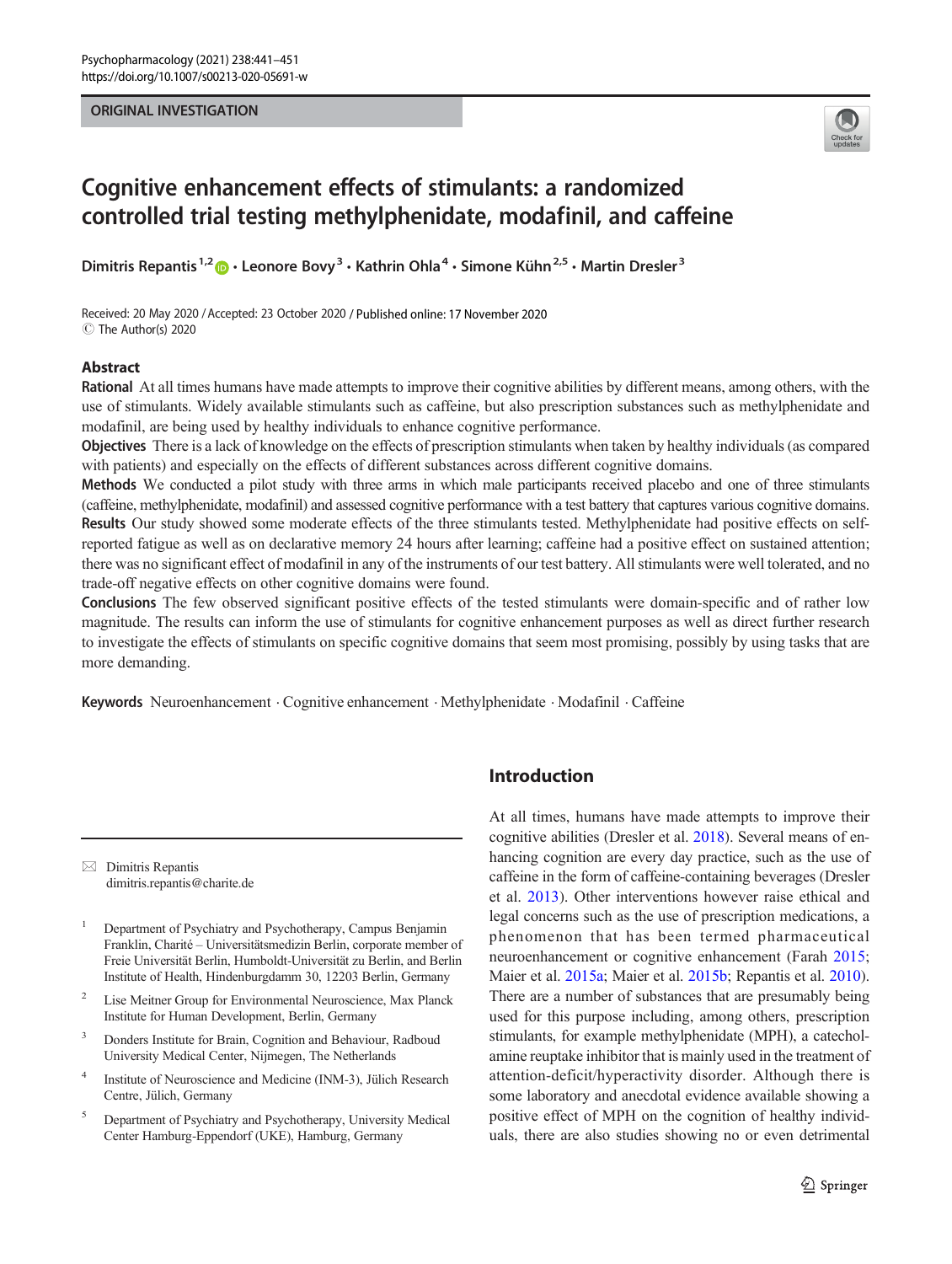ORIGINAL INVESTIGATION

# Cognitive enhancement effects of stimulants: a randomized controlled trial testing methylphenidate, modafinil, and caffeine

Dimitris Repantis[1,2] · Leonore Bovy[3] · Kathrin Ohla[4] · Simone Kühn[2,5] · Martin Dresler[3]

Received: 20 May 2020 / Accepted: 23 October 2020 / Published online: 17 November 2020
© The Author(s) 2020

## Abstract

**Rational** At all times humans have made attempts to improve their cognitive abilities by different means, among others, with the use of stimulants. Widely available stimulants such as caffeine, but also prescription substances such as methylphenidate and modafinil, are being used by healthy individuals to enhance cognitive performance.

**Objectives** There is a lack of knowledge on the effects of prescription stimulants when taken by healthy individuals (as compared with patients) and especially on the effects of different substances across different cognitive domains.

**Methods** We conducted a pilot study with three arms in which male participants received placebo and one of three stimulants (caffeine, methylphenidate, modafinil) and assessed cognitive performance with a test battery that captures various cognitive domains.

**Results** Our study showed some moderate effects of the three stimulants tested. Methylphenidate had positive effects on self-reported fatigue as well as on declarative memory 24 hours after learning; caffeine had a positive effect on sustained attention; there was no significant effect of modafinil in any of the instruments of our test battery. All stimulants were well tolerated, and no trade-off negative effects on other cognitive domains were found.

**Conclusions** The few observed significant positive effects of the tested stimulants were domain-specific and of rather low magnitude. The results can inform the use of stimulants for cognitive enhancement purposes as well as direct further research to investigate the effects of stimulants on specific cognitive domains that seem most promising, possibly by using tasks that are more demanding.

**Keywords** Neuroenhancement · Cognitive enhancement · Methylphenidate · Modafinil · Caffeine

## Introduction

At all times, humans have made attempts to improve their cognitive abilities (Dresler et al. 2018). Several means of enhancing cognition are every day practice, such as the use of caffeine in the form of caffeine-containing beverages (Dresler et al. 2013). Other interventions however raise ethical and legal concerns such as the use of prescription medications, a phenomenon that has been termed pharmaceutical neuroenhancement or cognitive enhancement (Farah 2015; Maier et al. 2015a; Maier et al. 2015b; Repantis et al. 2010). There are a number of substances that are presumably being used for this purpose including, among others, prescription stimulants, for example methylphenidate (MPH), a catecholamine reuptake inhibitor that is mainly used in the treatment of attention-deficit/hyperactivity disorder. Although there is some laboratory and anecdotal evidence available showing a positive effect of MPH on the cognition of healthy individuals, there are also studies showing no or even detrimental

---

✉ Dimitris Repantis
dimitris.repantis@charite.de

[1] Department of Psychiatry and Psychotherapy, Campus Benjamin Franklin, Charité – Universitätsmedizin Berlin, corporate member of Freie Universität Berlin, Humboldt-Universität zu Berlin, and Berlin Institute of Health, Hindenburgdamm 30, 12203 Berlin, Germany

[2] Lise Meitner Group for Environmental Neuroscience, Max Planck Institute for Human Development, Berlin, Germany

[3] Donders Institute for Brain, Cognition and Behaviour, Radboud University Medical Center, Nijmegen, The Netherlands

[4] Institute of Neuroscience and Medicine (INM-3), Jülich Research Centre, Jülich, Germany

[5] Department of Psychiatry and Psychotherapy, University Medical Center Hamburg-Eppendorf (UKE), Hamburg, Germany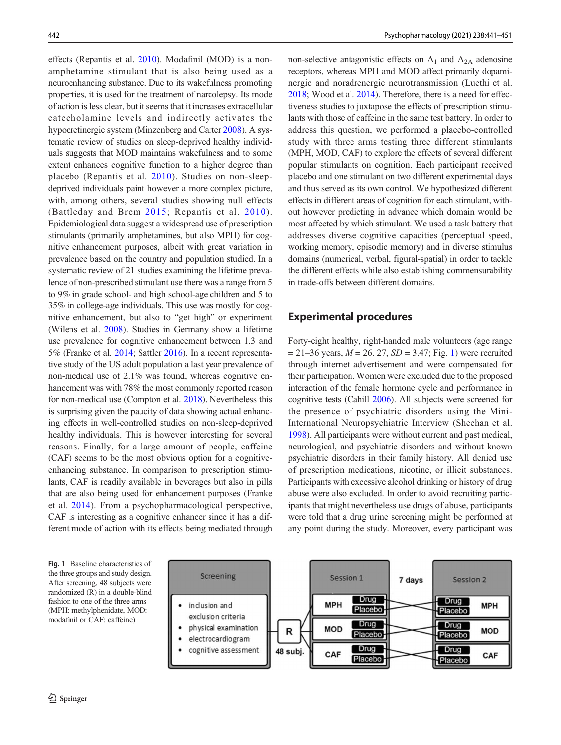effects (Repantis et al. 2010). Modafinil (MOD) is a non-amphetamine stimulant that is also being used as a neuroenhancing substance. Due to its wakefulness promoting properties, it is used for the treatment of narcolepsy. Its mode of action is less clear, but it seems that it increases extracellular catecholamine levels and indirectly activates the hypocretinergic system (Minzenberg and Carter 2008). A systematic review of studies on sleep-deprived healthy individuals suggests that MOD maintains wakefulness and to some extent enhances cognitive function to a higher degree than placebo (Repantis et al. 2010). Studies on non-sleep-deprived individuals paint however a more complex picture, with, among others, several studies showing null effects (Battleday and Brem 2015; Repantis et al. 2010). Epidemiological data suggest a widespread use of prescription stimulants (primarily amphetamines, but also MPH) for cognitive enhancement purposes, albeit with great variation in prevalence based on the country and population studied. In a systematic review of 21 studies examining the lifetime prevalence of non-prescribed stimulant use there was a range from 5 to 9% in grade school- and high school-age children and 5 to 35% in college-age individuals. This use was mostly for cognitive enhancement, but also to "get high" or experiment (Wilens et al. 2008). Studies in Germany show a lifetime use prevalence for cognitive enhancement between 1.3 and 5% (Franke et al. 2014; Sattler 2016). In a recent representative study of the US adult population a last year prevalence of non-medical use of 2.1% was found, whereas cognitive enhancement was with 78% the most commonly reported reason for non-medical use (Compton et al. 2018). Nevertheless this is surprising given the paucity of data showing actual enhancing effects in well-controlled studies on non-sleep-deprived healthy individuals. This is however interesting for several reasons. Finally, for a large amount of people, caffeine (CAF) seems to be the most obvious option for a cognitive-enhancing substance. In comparison to prescription stimulants, CAF is readily available in beverages but also in pills that are also being used for enhancement purposes (Franke et al. 2014). From a psychopharmacological perspective, CAF is interesting as a cognitive enhancer since it has a different mode of action with its effects being mediated through non-selective antagonistic effects on $A_1$ and $A_{2A}$ adenosine receptors, whereas MPH and MOD affect primarily dopaminergic and noradrenergic neurotransmission (Luethi et al. 2018; Wood et al. 2014). Therefore, there is a need for effectiveness studies to juxtapose the effects of prescription stimulants with those of caffeine in the same test battery. In order to address this question, we performed a placebo-controlled study with three arms testing three different stimulants (MPH, MOD, CAF) to explore the effects of several different popular stimulants on cognition. Each participant received placebo and one stimulant on two different experimental days and thus served as its own control. We hypothesized different effects in different areas of cognition for each stimulant, without however predicting in advance which domain would be most affected by which stimulant. We used a task battery that addresses diverse cognitive capacities (perceptual speed, working memory, episodic memory) and in diverse stimulus domains (numerical, verbal, figural-spatial) in order to tackle the different effects while also establishing commensurability in trade-offs between different domains.

## Experimental procedures

Forty-eight healthy, right-handed male volunteers (age range = 21–36 years, $M = 26.27$, $SD = 3.47$; Fig. 1) were recruited through internet advertisement and were compensated for their participation. Women were excluded due to the proposed interaction of the female hormone cycle and performance in cognitive tests (Cahill 2006). All subjects were screened for the presence of psychiatric disorders using the Mini-International Neuropsychiatric Interview (Sheehan et al. 1998). All participants were without current and past medical, neurological, and psychiatric disorders and without known psychiatric disorders in their family history. All denied use of prescription medications, nicotine, or illicit substances. Participants with excessive alcohol drinking or history of drug abuse were also excluded. In order to avoid recruiting participants that might nevertheless use drugs of abuse, participants were told that a drug urine screening might be performed at any point during the study. Moreover, every participant was

Screening
- inclusion and exclusion criteria
- physical examination
- electrocardiogram
- cognitive assessment

R
48 subj.

Session 1: MPH (Drug / Placebo), MOD (Drug / Placebo), CAF (Drug / Placebo)

7 days

Session 2: MPH (Drug / Placebo), MOD (Drug / Placebo), CAF (Drug / Placebo)

**Fig. 1** Baseline characteristics of the three groups and study design. After screening, 48 subjects were randomized (R) in a double-blind fashion to one of the three arms (MPH: methylphenidate, MOD: modafinil or CAF: caffeine)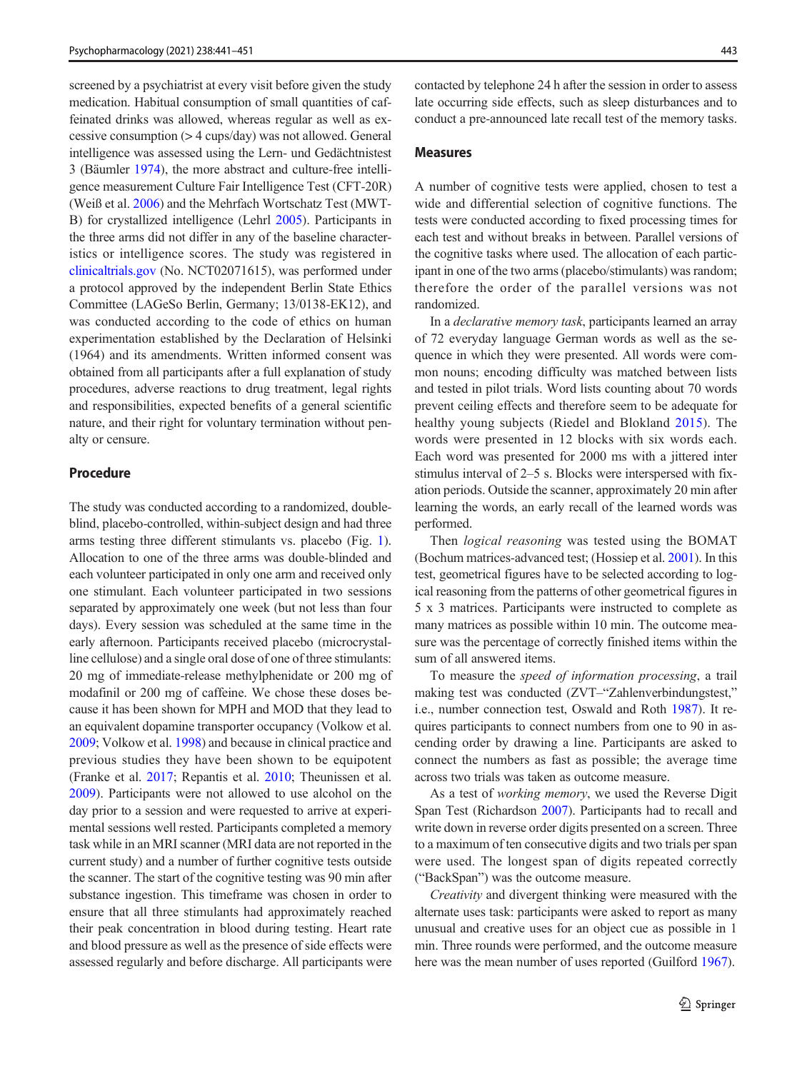screened by a psychiatrist at every visit before given the study medication. Habitual consumption of small quantities of caffeinated drinks was allowed, whereas regular as well as excessive consumption (> 4 cups/day) was not allowed. General intelligence was assessed using the Lern- und Gedächtnistest 3 (Bäumler 1974), the more abstract and culture-free intelligence measurement Culture Fair Intelligence Test (CFT-20R) (Weiß et al. 2006) and the Mehrfach Wortschatz Test (MWT-B) for crystallized intelligence (Lehrl 2005). Participants in the three arms did not differ in any of the baseline characteristics or intelligence scores. The study was registered in clinicaltrials.gov (No. NCT02071615), was performed under a protocol approved by the independent Berlin State Ethics Committee (LAGeSo Berlin, Germany; 13/0138-EK12), and was conducted according to the code of ethics on human experimentation established by the Declaration of Helsinki (1964) and its amendments. Written informed consent was obtained from all participants after a full explanation of study procedures, adverse reactions to drug treatment, legal rights and responsibilities, expected benefits of a general scientific nature, and their right for voluntary termination without penalty or censure.

## Procedure

The study was conducted according to a randomized, double-blind, placebo-controlled, within-subject design and had three arms testing three different stimulants vs. placebo (Fig. 1). Allocation to one of the three arms was double-blinded and each volunteer participated in only one arm and received only one stimulant. Each volunteer participated in two sessions separated by approximately one week (but not less than four days). Every session was scheduled at the same time in the early afternoon. Participants received placebo (microcrystalline cellulose) and a single oral dose of one of three stimulants: 20 mg of immediate-release methylphenidate or 200 mg of modafinil or 200 mg of caffeine. We chose these doses because it has been shown for MPH and MOD that they lead to an equivalent dopamine transporter occupancy (Volkow et al. 2009; Volkow et al. 1998) and because in clinical practice and previous studies they have been shown to be equipotent (Franke et al. 2017; Repantis et al. 2010; Theunissen et al. 2009). Participants were not allowed to use alcohol on the day prior to a session and were requested to arrive at experimental sessions well rested. Participants completed a memory task while in an MRI scanner (MRI data are not reported in the current study) and a number of further cognitive tests outside the scanner. The start of the cognitive testing was 90 min after substance ingestion. This timeframe was chosen in order to ensure that all three stimulants had approximately reached their peak concentration in blood during testing. Heart rate and blood pressure as well as the presence of side effects were assessed regularly and before discharge. All participants were contacted by telephone 24 h after the session in order to assess late occurring side effects, such as sleep disturbances and to conduct a pre-announced late recall test of the memory tasks.

## Measures

A number of cognitive tests were applied, chosen to test a wide and differential selection of cognitive functions. The tests were conducted according to fixed processing times for each test and without breaks in between. Parallel versions of the cognitive tasks where used. The allocation of each participant in one of the two arms (placebo/stimulants) was random; therefore the order of the parallel versions was not randomized.

In a *declarative memory task*, participants learned an array of 72 everyday language German words as well as the sequence in which they were presented. All words were common nouns; encoding difficulty was matched between lists and tested in pilot trials. Word lists counting about 70 words prevent ceiling effects and therefore seem to be adequate for healthy young subjects (Riedel and Blokland 2015). The words were presented in 12 blocks with six words each. Each word was presented for 2000 ms with a jittered inter stimulus interval of 2–5 s. Blocks were interspersed with fixation periods. Outside the scanner, approximately 20 min after learning the words, an early recall of the learned words was performed.

Then *logical reasoning* was tested using the BOMAT (Bochum matrices-advanced test; (Hossiep et al. 2001). In this test, geometrical figures have to be selected according to logical reasoning from the patterns of other geometrical figures in 5 x 3 matrices. Participants were instructed to complete as many matrices as possible within 10 min. The outcome measure was the percentage of correctly finished items within the sum of all answered items.

To measure the *speed of information processing*, a trail making test was conducted (ZVT–"Zahlenverbindungstest," i.e., number connection test, Oswald and Roth 1987). It requires participants to connect numbers from one to 90 in ascending order by drawing a line. Participants are asked to connect the numbers as fast as possible; the average time across two trials was taken as outcome measure.

As a test of *working memory*, we used the Reverse Digit Span Test (Richardson 2007). Participants had to recall and write down in reverse order digits presented on a screen. Three to a maximum of ten consecutive digits and two trials per span were used. The longest span of digits repeated correctly ("BackSpan") was the outcome measure.

*Creativity* and divergent thinking were measured with the alternate uses task: participants were asked to report as many unusual and creative uses for an object cue as possible in 1 min. Three rounds were performed, and the outcome measure here was the mean number of uses reported (Guilford 1967).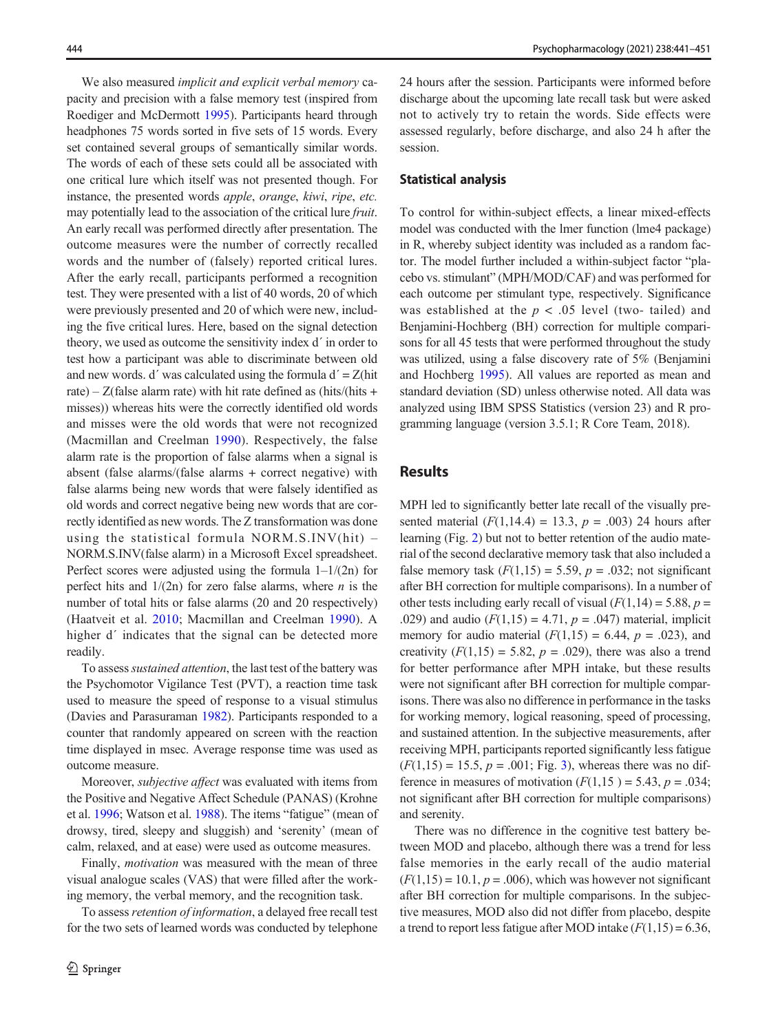We also measured *implicit and explicit verbal memory* capacity and precision with a false memory test (inspired from Roediger and McDermott 1995). Participants heard through headphones 75 words sorted in five sets of 15 words. Every set contained several groups of semantically similar words. The words of each of these sets could all be associated with one critical lure which itself was not presented though. For instance, the presented words *apple*, *orange*, *kiwi*, *ripe*, *etc.* may potentially lead to the association of the critical lure *fruit*. An early recall was performed directly after presentation. The outcome measures were the number of correctly recalled words and the number of (falsely) reported critical lures. After the early recall, participants performed a recognition test. They were presented with a list of 40 words, 20 of which were previously presented and 20 of which were new, including the five critical lures. Here, based on the signal detection theory, we used as outcome the sensitivity index d′ in order to test how a participant was able to discriminate between old and new words. d′ was calculated using the formula d′ = Z(hit rate) – Z(false alarm rate) with hit rate defined as (hits/(hits + misses)) whereas hits were the correctly identified old words and misses were the old words that were not recognized (Macmillan and Creelman 1990). Respectively, the false alarm rate is the proportion of false alarms when a signal is absent (false alarms/(false alarms + correct negative) with false alarms being new words that were falsely identified as old words and correct negative being new words that are correctly identified as new words. The Z transformation was done using the statistical formula NORM.S.INV(hit) – NORM.S.INV(false alarm) in a Microsoft Excel spreadsheet. Perfect scores were adjusted using the formula $1–1/(2n)$ for perfect hits and $1/(2n)$ for zero false alarms, where $n$ is the number of total hits or false alarms (20 and 20 respectively) (Haatveit et al. 2010; Macmillan and Creelman 1990). A higher d′ indicates that the signal can be detected more readily.

To assess *sustained attention*, the last test of the battery was the Psychomotor Vigilance Test (PVT), a reaction time task used to measure the speed of response to a visual stimulus (Davies and Parasuraman 1982). Participants responded to a counter that randomly appeared on screen with the reaction time displayed in msec. Average response time was used as outcome measure.

Moreover, *subjective affect* was evaluated with items from the Positive and Negative Affect Schedule (PANAS) (Krohne et al. 1996; Watson et al. 1988). The items "fatigue" (mean of drowsy, tired, sleepy and sluggish) and 'serenity' (mean of calm, relaxed, and at ease) were used as outcome measures.

Finally, *motivation* was measured with the mean of three visual analogue scales (VAS) that were filled after the working memory, the verbal memory, and the recognition task.

To assess *retention of information*, a delayed free recall test for the two sets of learned words was conducted by telephone 24 hours after the session. Participants were informed before discharge about the upcoming late recall task but were asked not to actively try to retain the words. Side effects were assessed regularly, before discharge, and also 24 h after the session.

## Statistical analysis

To control for within-subject effects, a linear mixed-effects model was conducted with the lmer function (lme4 package) in R, whereby subject identity was included as a random factor. The model further included a within-subject factor "placebo vs. stimulant" (MPH/MOD/CAF) and was performed for each outcome per stimulant type, respectively. Significance was established at the $p < .05$ level (two- tailed) and Benjamini-Hochberg (BH) correction for multiple comparisons for all 45 tests that were performed throughout the study was utilized, using a false discovery rate of 5% (Benjamini and Hochberg 1995). All values are reported as mean and standard deviation (SD) unless otherwise noted. All data was analyzed using IBM SPSS Statistics (version 23) and R programming language (version 3.5.1; R Core Team, 2018).

# Results

MPH led to significantly better late recall of the visually presented material ($F(1,14.4) = 13.3$, $p = .003$) 24 hours after learning (Fig. 2) but not to better retention of the audio material of the second declarative memory task that also included a false memory task ($F(1,15) = 5.59$, $p = .032$; not significant after BH correction for multiple comparisons). In a number of other tests including early recall of visual ($F(1,14) = 5.88$, $p = .029$) and audio ($F(1,15) = 4.71$, $p = .047$) material, implicit memory for audio material ($F(1,15) = 6.44$, $p = .023$), and creativity ($F(1,15) = 5.82$, $p = .029$), there was also a trend for better performance after MPH intake, but these results were not significant after BH correction for multiple comparisons. There was also no difference in performance in the tasks for working memory, logical reasoning, speed of processing, and sustained attention. In the subjective measurements, after receiving MPH, participants reported significantly less fatigue ($F(1,15) = 15.5$, $p = .001$; Fig. 3), whereas there was no difference in measures of motivation ($F(1,15) = 5.43$, $p = .034$; not significant after BH correction for multiple comparisons) and serenity.

There was no difference in the cognitive test battery between MOD and placebo, although there was a trend for less false memories in the early recall of the audio material ($F(1,15) = 10.1$, $p = .006$), which was however not significant after BH correction for multiple comparisons. In the subjective measures, MOD also did not differ from placebo, despite a trend to report less fatigue after MOD intake ($F(1,15) = 6.36$,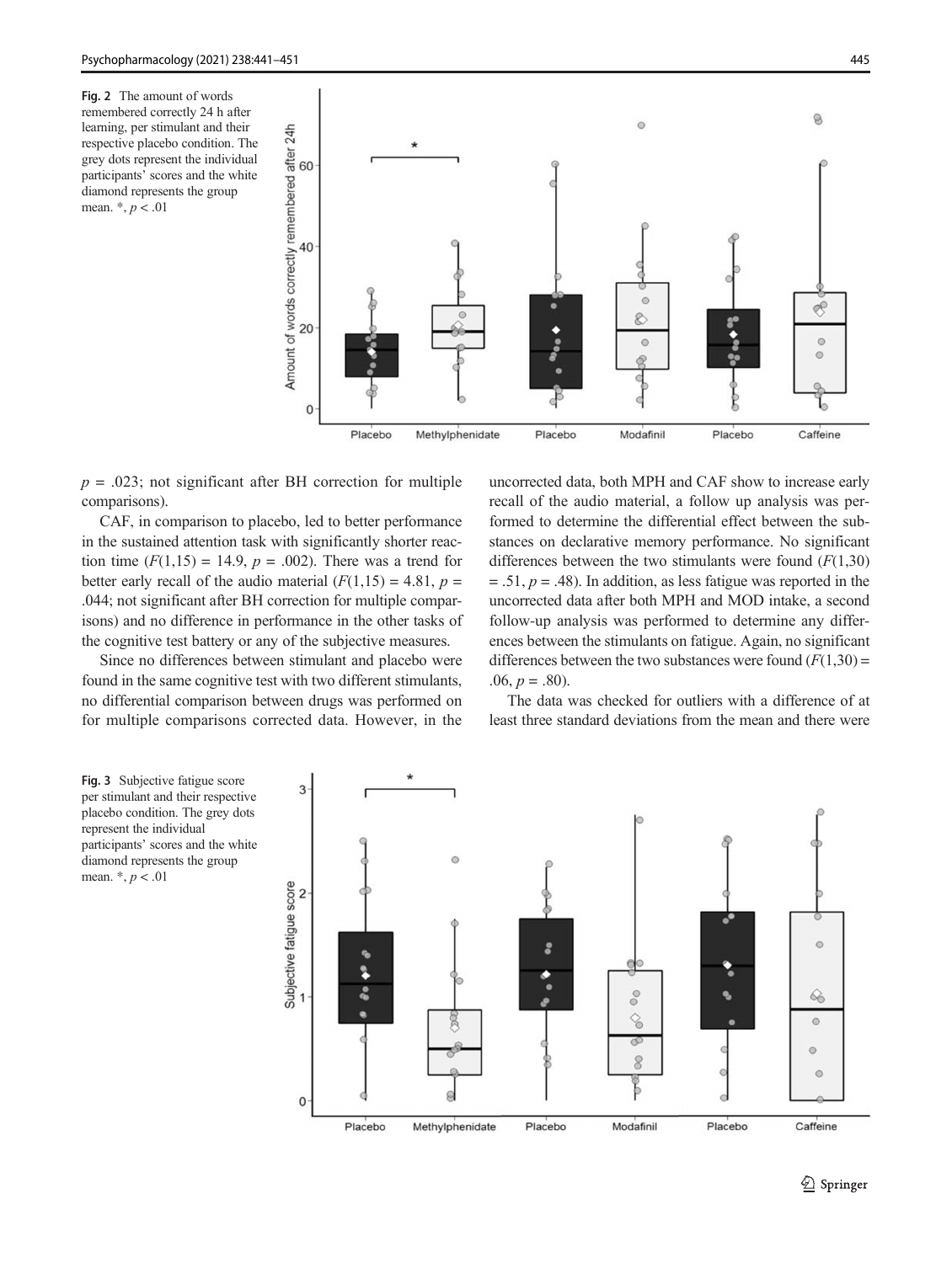Fig. 2 The amount of words remembered correctly 24 h after learning, per stimulant and their respective placebo condition. The grey dots represent the individual participants' scores and the white diamond represents the group mean. *, $p < .01$

$p$ = .023; not significant after BH correction for multiple comparisons).

CAF, in comparison to placebo, led to better performance in the sustained attention task with significantly shorter reaction time ($F(1,15) = 14.9$, $p$ = .002). There was a trend for better early recall of the audio material ($F(1,15) = 4.81$, $p$ = .044; not significant after BH correction for multiple comparisons) and no difference in performance in the other tasks of the cognitive test battery or any of the subjective measures.

Since no differences between stimulant and placebo were found in the same cognitive test with two different stimulants, no differential comparison between drugs was performed on for multiple comparisons corrected data. However, in the uncorrected data, both MPH and CAF show to increase early recall of the audio material, a follow up analysis was performed to determine the differential effect between the substances on declarative memory performance. No significant differences between the two stimulants were found ($F(1,30)$ = .51, $p$ = .48). In addition, as less fatigue was reported in the uncorrected data after both MPH and MOD intake, a second follow-up analysis was performed to determine any differences between the stimulants on fatigue. Again, no significant differences between the two substances were found ($F(1,30)$ = .06, $p$ = .80).

The data was checked for outliers with a difference of at least three standard deviations from the mean and there were

Fig. 3 Subjective fatigue score per stimulant and their respective placebo condition. The grey dots represent the individual participants' scores and the white diamond represents the group mean. *, $p < .01$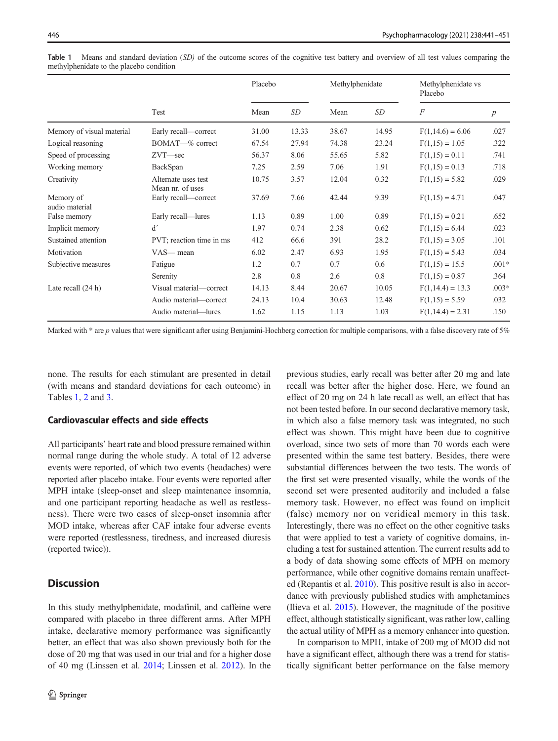**Table 1** Means and standard deviation (*SD*) of the outcome scores of the cognitive test battery and overview of all test values comparing the methylphenidate to the placebo condition

| | Test | Placebo | | Methylphenidate | | Methylphenidate vs Placebo | |
|---|---|---|---|---|---|---|---|
| | | Mean | *SD* | Mean | *SD* | *F* | *p* |
| Memory of visual material | Early recall—correct | 31.00 | 13.33 | 38.67 | 14.95 | $F(1,14.6) = 6.06$ | .027 |
| Logical reasoning | BOMAT—% correct | 67.54 | 27.94 | 74.38 | 23.24 | $F(1,15) = 1.05$ | .322 |
| Speed of processing | ZVT—sec | 56.37 | 8.06 | 55.65 | 5.82 | $F(1,15) = 0.11$ | .741 |
| Working memory | BackSpan | 7.25 | 2.59 | 7.06 | 1.91 | $F(1,15) = 0.13$ | .718 |
| Creativity | Alternate uses test Mean nr. of uses | 10.75 | 3.57 | 12.04 | 0.32 | $F(1,15) = 5.82$ | .029 |
| Memory of audio material | Early recall—correct | 37.69 | 7.66 | 42.44 | 9.39 | $F(1,15) = 4.71$ | .047 |
| False memory | Early recall—lures | 1.13 | 0.89 | 1.00 | 0.89 | $F(1,15) = 0.21$ | .652 |
| Implicit memory | d′ | 1.97 | 0.74 | 2.38 | 0.62 | $F(1,15) = 6.44$ | .023 |
| Sustained attention | PVT; reaction time in ms | 412 | 66.6 | 391 | 28.2 | $F(1,15) = 3.05$ | .101 |
| Motivation | VAS— mean | 6.02 | 2.47 | 6.93 | 1.95 | $F(1,15) = 5.43$ | .034 |
| Subjective measures | Fatigue | 1.2 | 0.7 | 0.7 | 0.6 | $F(1,15) = 15.5$ | .001* |
| | Serenity | 2.8 | 0.8 | 2.6 | 0.8 | $F(1,15) = 0.87$ | .364 |
| Late recall (24 h) | Visual material—correct | 14.13 | 8.44 | 20.67 | 10.05 | $F(1,14.4) = 13.3$ | .003* |
| | Audio material—correct | 24.13 | 10.4 | 30.63 | 12.48 | $F(1,15) = 5.59$ | .032 |
| | Audio material—lures | 1.62 | 1.15 | 1.13 | 1.03 | $F(1,14.4) = 2.31$ | .150 |

Marked with * are *p* values that were significant after using Benjamini-Hochberg correction for multiple comparisons, with a false discovery rate of 5%

none. The results for each stimulant are presented in detail (with means and standard deviations for each outcome) in Tables 1, 2 and 3.

### Cardiovascular effects and side effects

All participants' heart rate and blood pressure remained within normal range during the whole study. A total of 12 adverse events were reported, of which two events (headaches) were reported after placebo intake. Four events were reported after MPH intake (sleep-onset and sleep maintenance insomnia, and one participant reporting headache as well as restlessness). There were two cases of sleep-onset insomnia after MOD intake, whereas after CAF intake four adverse events were reported (restlessness, tiredness, and increased diuresis (reported twice)).

## Discussion

In this study methylphenidate, modafinil, and caffeine were compared with placebo in three different arms. After MPH intake, declarative memory performance was significantly better, an effect that was also shown previously both for the dose of 20 mg that was used in our trial and for a higher dose of 40 mg (Linssen et al. 2014; Linssen et al. 2012). In the previous studies, early recall was better after 20 mg and late recall was better after the higher dose. Here, we found an effect of 20 mg on 24 h late recall as well, an effect that has not been tested before. In our second declarative memory task, in which also a false memory task was integrated, no such effect was shown. This might have been due to cognitive overload, since two sets of more than 70 words each were presented within the same test battery. Besides, there were substantial differences between the two tests. The words of the first set were presented visually, while the words of the second set were presented auditorily and included a false memory task. However, no effect was found on implicit (false) memory nor on veridical memory in this task. Interestingly, there was no effect on the other cognitive tasks that were applied to test a variety of cognitive domains, including a test for sustained attention. The current results add to a body of data showing some effects of MPH on memory performance, while other cognitive domains remain unaffected (Repantis et al. 2010). This positive result is also in accordance with previously published studies with amphetamines (Ilieva et al. 2015). However, the magnitude of the positive effect, although statistically significant, was rather low, calling the actual utility of MPH as a memory enhancer into question.

In comparison to MPH, intake of 200 mg of MOD did not have a significant effect, although there was a trend for statistically significant better performance on the false memory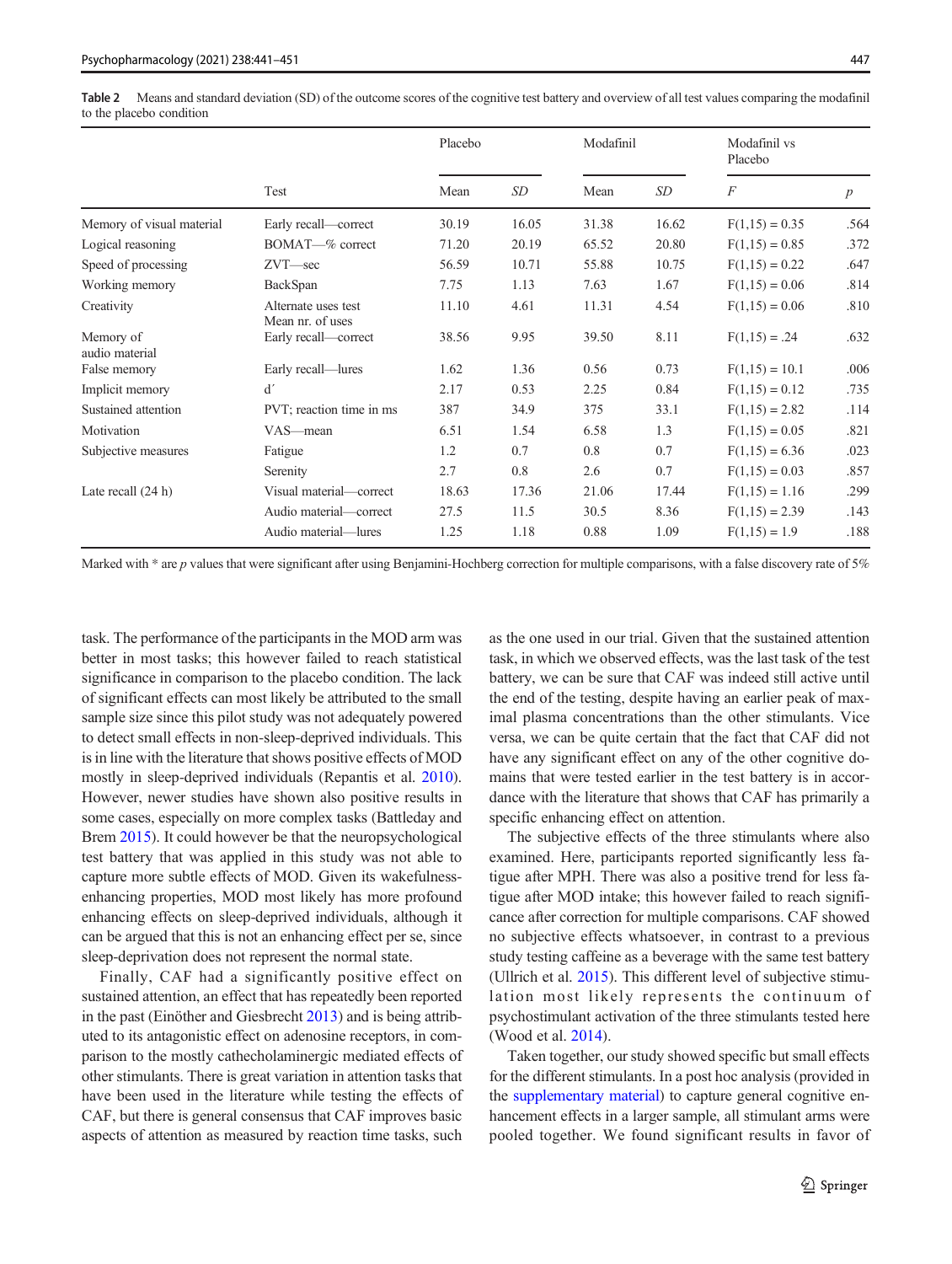**Table 2** Means and standard deviation (SD) of the outcome scores of the cognitive test battery and overview of all test values comparing the modafinil to the placebo condition

| | | Placebo | | Modafinil | | Modafinil vs Placebo | |
|---|---|---|---|---|---|---|---|
| | Test | Mean | *SD* | Mean | *SD* | *F* | *p* |
| Memory of visual material | Early recall—correct | 30.19 | 16.05 | 31.38 | 16.62 | F(1,15) = 0.35 | .564 |
| Logical reasoning | BOMAT—% correct | 71.20 | 20.19 | 65.52 | 20.80 | F(1,15) = 0.85 | .372 |
| Speed of processing | ZVT—sec | 56.59 | 10.71 | 55.88 | 10.75 | F(1,15) = 0.22 | .647 |
| Working memory | BackSpan | 7.75 | 1.13 | 7.63 | 1.67 | F(1,15) = 0.06 | .814 |
| Creativity | Alternate uses test Mean nr. of uses | 11.10 | 4.61 | 11.31 | 4.54 | F(1,15) = 0.06 | .810 |
| Memory of audio material | Early recall—correct | 38.56 | 9.95 | 39.50 | 8.11 | F(1,15) = .24 | .632 |
| False memory | Early recall—lures | 1.62 | 1.36 | 0.56 | 0.73 | F(1,15) = 10.1 | .006 |
| Implicit memory | d′ | 2.17 | 0.53 | 2.25 | 0.84 | F(1,15) = 0.12 | .735 |
| Sustained attention | PVT; reaction time in ms | 387 | 34.9 | 375 | 33.1 | F(1,15) = 2.82 | .114 |
| Motivation | VAS—mean | 6.51 | 1.54 | 6.58 | 1.3 | F(1,15) = 0.05 | .821 |
| Subjective measures | Fatigue | 1.2 | 0.7 | 0.8 | 0.7 | F(1,15) = 6.36 | .023 |
| | Serenity | 2.7 | 0.8 | 2.6 | 0.7 | F(1,15) = 0.03 | .857 |
| Late recall (24 h) | Visual material—correct | 18.63 | 17.36 | 21.06 | 17.44 | F(1,15) = 1.16 | .299 |
| | Audio material—correct | 27.5 | 11.5 | 30.5 | 8.36 | F(1,15) = 2.39 | .143 |
| | Audio material—lures | 1.25 | 1.18 | 0.88 | 1.09 | F(1,15) = 1.9 | .188 |

Marked with * are *p* values that were significant after using Benjamini-Hochberg correction for multiple comparisons, with a false discovery rate of 5%

task. The performance of the participants in the MOD arm was better in most tasks; this however failed to reach statistical significance in comparison to the placebo condition. The lack of significant effects can most likely be attributed to the small sample size since this pilot study was not adequately powered to detect small effects in non-sleep-deprived individuals. This is in line with the literature that shows positive effects of MOD mostly in sleep-deprived individuals (Repantis et al. 2010). However, newer studies have shown also positive results in some cases, especially on more complex tasks (Battleday and Brem 2015). It could however be that the neuropsychological test battery that was applied in this study was not able to capture more subtle effects of MOD. Given its wakefulness-enhancing properties, MOD most likely has more profound enhancing effects on sleep-deprived individuals, although it can be argued that this is not an enhancing effect per se, since sleep-deprivation does not represent the normal state.

Finally, CAF had a significantly positive effect on sustained attention, an effect that has repeatedly been reported in the past (Einöther and Giesbrecht 2013) and is being attributed to its antagonistic effect on adenosine receptors, in comparison to the mostly cathecholaminergic mediated effects of other stimulants. There is great variation in attention tasks that have been used in the literature while testing the effects of CAF, but there is general consensus that CAF improves basic aspects of attention as measured by reaction time tasks, such as the one used in our trial. Given that the sustained attention task, in which we observed effects, was the last task of the test battery, we can be sure that CAF was indeed still active until the end of the testing, despite having an earlier peak of maximal plasma concentrations than the other stimulants. Vice versa, we can be quite certain that the fact that CAF did not have any significant effect on any of the other cognitive domains that were tested earlier in the test battery is in accordance with the literature that shows that CAF has primarily a specific enhancing effect on attention.

The subjective effects of the three stimulants where also examined. Here, participants reported significantly less fatigue after MPH. There was also a positive trend for less fatigue after MOD intake; this however failed to reach significance after correction for multiple comparisons. CAF showed no subjective effects whatsoever, in contrast to a previous study testing caffeine as a beverage with the same test battery (Ullrich et al. 2015). This different level of subjective stimulation most likely represents the continuum of psychostimulant activation of the three stimulants tested here (Wood et al. 2014).

Taken together, our study showed specific but small effects for the different stimulants. In a post hoc analysis (provided in the supplementary material) to capture general cognitive enhancement effects in a larger sample, all stimulant arms were pooled together. We found significant results in favor of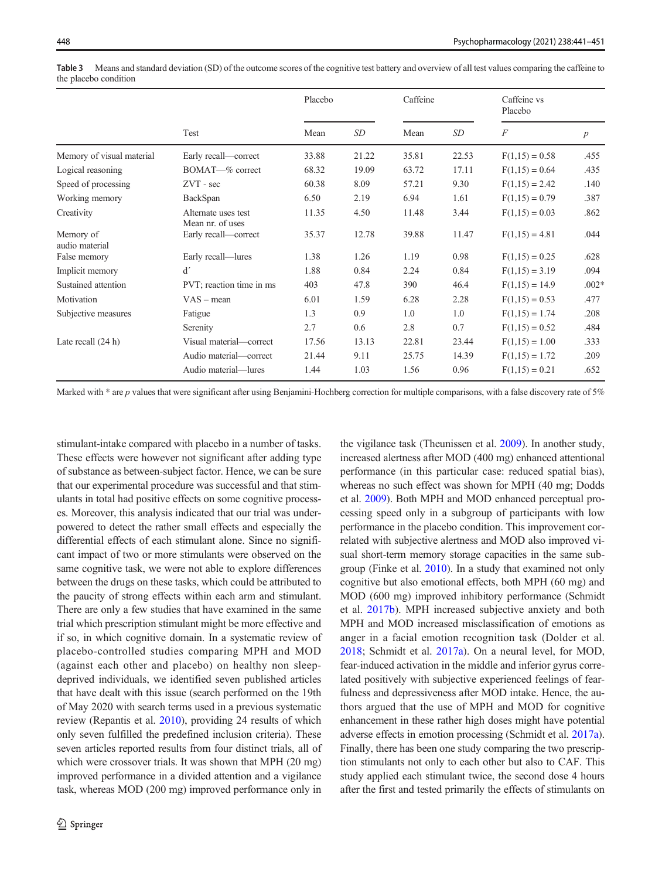**Table 3** Means and standard deviation (SD) of the outcome scores of the cognitive test battery and overview of all test values comparing the caffeine to the placebo condition

| | | Placebo | | Caffeine | | Caffeine vs Placebo | |
|---|---|---|---|---|---|---|---|
| | Test | Mean | *SD* | Mean | *SD* | *F* | *p* |
| Memory of visual material | Early recall—correct | 33.88 | 21.22 | 35.81 | 22.53 | F(1,15) = 0.58 | .455 |
| Logical reasoning | BOMAT—% correct | 68.32 | 19.09 | 63.72 | 17.11 | F(1,15) = 0.64 | .435 |
| Speed of processing | ZVT - sec | 60.38 | 8.09 | 57.21 | 9.30 | F(1,15) = 2.42 | .140 |
| Working memory | BackSpan | 6.50 | 2.19 | 6.94 | 1.61 | F(1,15) = 0.79 | .387 |
| Creativity | Alternate uses test Mean nr. of uses | 11.35 | 4.50 | 11.48 | 3.44 | F(1,15) = 0.03 | .862 |
| Memory of audio material | Early recall—correct | 35.37 | 12.78 | 39.88 | 11.47 | F(1,15) = 4.81 | .044 |
| False memory | Early recall—lures | 1.38 | 1.26 | 1.19 | 0.98 | F(1,15) = 0.25 | .628 |
| Implicit memory | d′ | 1.88 | 0.84 | 2.24 | 0.84 | F(1,15) = 3.19 | .094 |
| Sustained attention | PVT; reaction time in ms | 403 | 47.8 | 390 | 46.4 | F(1,15) = 14.9 | .002* |
| Motivation | VAS – mean | 6.01 | 1.59 | 6.28 | 2.28 | F(1,15) = 0.53 | .477 |
| Subjective measures | Fatigue | 1.3 | 0.9 | 1.0 | 1.0 | F(1,15) = 1.74 | .208 |
| | Serenity | 2.7 | 0.6 | 2.8 | 0.7 | F(1,15) = 0.52 | .484 |
| Late recall (24 h) | Visual material—correct | 17.56 | 13.13 | 22.81 | 23.44 | F(1,15) = 1.00 | .333 |
| | Audio material—correct | 21.44 | 9.11 | 25.75 | 14.39 | F(1,15) = 1.72 | .209 |
| | Audio material—lures | 1.44 | 1.03 | 1.56 | 0.96 | F(1,15) = 0.21 | .652 |

Marked with * are *p* values that were significant after using Benjamini-Hochberg correction for multiple comparisons, with a false discovery rate of 5%

stimulant-intake compared with placebo in a number of tasks. These effects were however not significant after adding type of substance as between-subject factor. Hence, we can be sure that our experimental procedure was successful and that stimulants in total had positive effects on some cognitive processes. Moreover, this analysis indicated that our trial was underpowered to detect the rather small effects and especially the differential effects of each stimulant alone. Since no significant impact of two or more stimulants were observed on the same cognitive task, we were not able to explore differences between the drugs on these tasks, which could be attributed to the paucity of strong effects within each arm and stimulant. There are only a few studies that have examined in the same trial which prescription stimulant might be more effective and if so, in which cognitive domain. In a systematic review of placebo-controlled studies comparing MPH and MOD (against each other and placebo) on healthy non sleep-deprived individuals, we identified seven published articles that have dealt with this issue (search performed on the 19th of May 2020 with search terms used in a previous systematic review (Repantis et al. 2010), providing 24 results of which only seven fulfilled the predefined inclusion criteria). These seven articles reported results from four distinct trials, all of which were crossover trials. It was shown that MPH (20 mg) improved performance in a divided attention and a vigilance task, whereas MOD (200 mg) improved performance only in the vigilance task (Theunissen et al. 2009). In another study, increased alertness after MOD (400 mg) enhanced attentional performance (in this particular case: reduced spatial bias), whereas no such effect was shown for MPH (40 mg; Dodds et al. 2009). Both MPH and MOD enhanced perceptual processing speed only in a subgroup of participants with low performance in the placebo condition. This improvement correlated with subjective alertness and MOD also improved visual short-term memory storage capacities in the same subgroup (Finke et al. 2010). In a study that examined not only cognitive but also emotional effects, both MPH (60 mg) and MOD (600 mg) improved inhibitory performance (Schmidt et al. 2017b). MPH increased subjective anxiety and both MPH and MOD increased misclassification of emotions as anger in a facial emotion recognition task (Dolder et al. 2018; Schmidt et al. 2017a). On a neural level, for MOD, fear-induced activation in the middle and inferior gyrus correlated positively with subjective experienced feelings of fearfulness and depressiveness after MOD intake. Hence, the authors argued that the use of MPH and MOD for cognitive enhancement in these rather high doses might have potential adverse effects in emotion processing (Schmidt et al. 2017a). Finally, there has been one study comparing the two prescription stimulants not only to each other but also to CAF. This study applied each stimulant twice, the second dose 4 hours after the first and tested primarily the effects of stimulants on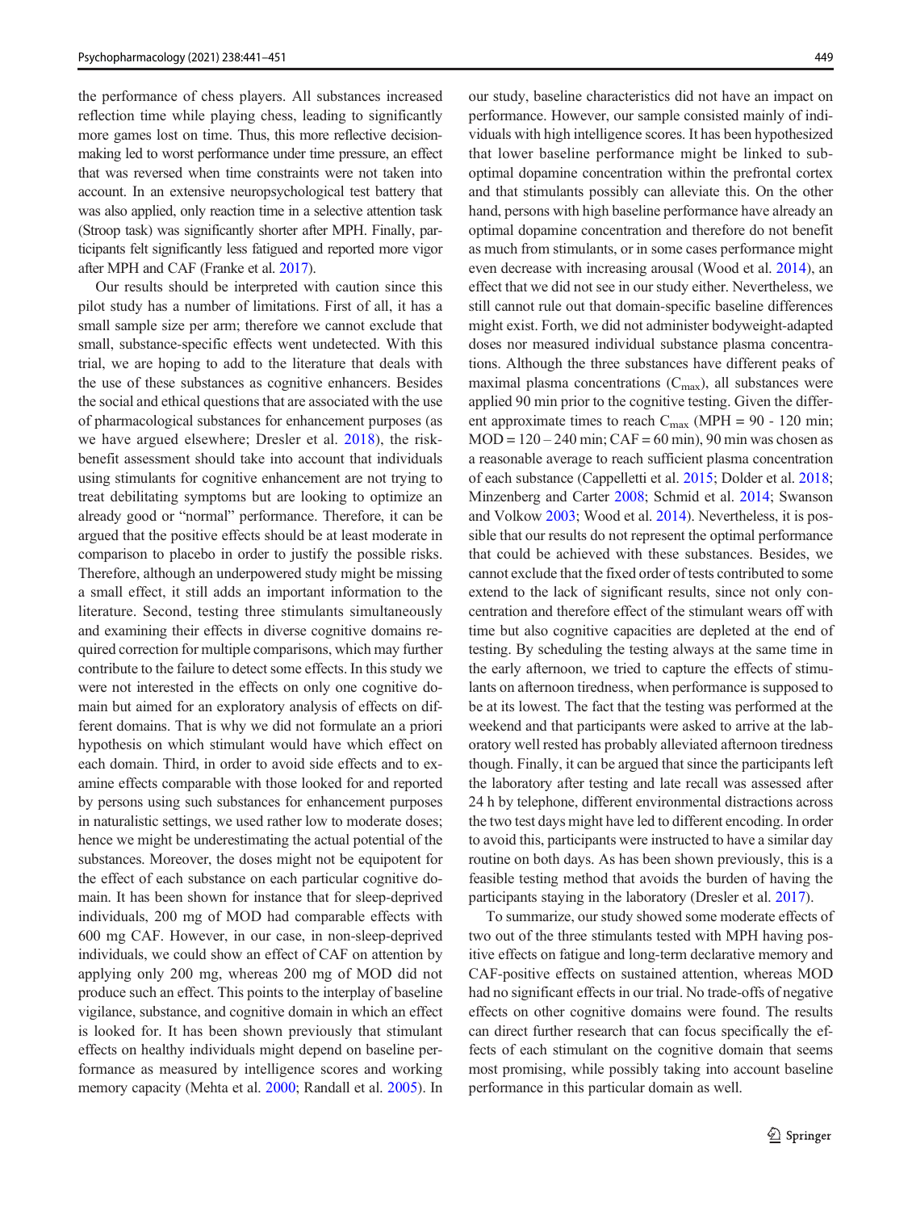the performance of chess players. All substances increased reflection time while playing chess, leading to significantly more games lost on time. Thus, this more reflective decision-making led to worst performance under time pressure, an effect that was reversed when time constraints were not taken into account. In an extensive neuropsychological test battery that was also applied, only reaction time in a selective attention task (Stroop task) was significantly shorter after MPH. Finally, participants felt significantly less fatigued and reported more vigor after MPH and CAF (Franke et al. 2017).

Our results should be interpreted with caution since this pilot study has a number of limitations. First of all, it has a small sample size per arm; therefore we cannot exclude that small, substance-specific effects went undetected. With this trial, we are hoping to add to the literature that deals with the use of these substances as cognitive enhancers. Besides the social and ethical questions that are associated with the use of pharmacological substances for enhancement purposes (as we have argued elsewhere; Dresler et al. 2018), the risk-benefit assessment should take into account that individuals using stimulants for cognitive enhancement are not trying to treat debilitating symptoms but are looking to optimize an already good or "normal" performance. Therefore, it can be argued that the positive effects should be at least moderate in comparison to placebo in order to justify the possible risks. Therefore, although an underpowered study might be missing a small effect, it still adds an important information to the literature. Second, testing three stimulants simultaneously and examining their effects in diverse cognitive domains required correction for multiple comparisons, which may further contribute to the failure to detect some effects. In this study we were not interested in the effects on only one cognitive domain but aimed for an exploratory analysis of effects on different domains. That is why we did not formulate an a priori hypothesis on which stimulant would have which effect on each domain. Third, in order to avoid side effects and to examine effects comparable with those looked for and reported by persons using such substances for enhancement purposes in naturalistic settings, we used rather low to moderate doses; hence we might be underestimating the actual potential of the substances. Moreover, the doses might not be equipotent for the effect of each substance on each particular cognitive domain. It has been shown for instance that for sleep-deprived individuals, 200 mg of MOD had comparable effects with 600 mg CAF. However, in our case, in non-sleep-deprived individuals, we could show an effect of CAF on attention by applying only 200 mg, whereas 200 mg of MOD did not produce such an effect. This points to the interplay of baseline vigilance, substance, and cognitive domain in which an effect is looked for. It has been shown previously that stimulant effects on healthy individuals might depend on baseline performance as measured by intelligence scores and working memory capacity (Mehta et al. 2000; Randall et al. 2005). In our study, baseline characteristics did not have an impact on performance. However, our sample consisted mainly of individuals with high intelligence scores. It has been hypothesized that lower baseline performance might be linked to sub-optimal dopamine concentration within the prefrontal cortex and that stimulants possibly can alleviate this. On the other hand, persons with high baseline performance have already an optimal dopamine concentration and therefore do not benefit as much from stimulants, or in some cases performance might even decrease with increasing arousal (Wood et al. 2014), an effect that we did not see in our study either. Nevertheless, we still cannot rule out that domain-specific baseline differences might exist. Forth, we did not administer bodyweight-adapted doses nor measured individual substance plasma concentrations. Although the three substances have different peaks of maximal plasma concentrations ($C_{max}$), all substances were applied 90 min prior to the cognitive testing. Given the different approximate times to reach $C_{max}$ (MPH = 90 - 120 min; MOD = 120 – 240 min; CAF = 60 min), 90 min was chosen as a reasonable average to reach sufficient plasma concentration of each substance (Cappelletti et al. 2015; Dolder et al. 2018; Minzenberg and Carter 2008; Schmid et al. 2014; Swanson and Volkow 2003; Wood et al. 2014). Nevertheless, it is possible that our results do not represent the optimal performance that could be achieved with these substances. Besides, we cannot exclude that the fixed order of tests contributed to some extend to the lack of significant results, since not only concentration and therefore effect of the stimulant wears off with time but also cognitive capacities are depleted at the end of testing. By scheduling the testing always at the same time in the early afternoon, we tried to capture the effects of stimulants on afternoon tiredness, when performance is supposed to be at its lowest. The fact that the testing was performed at the weekend and that participants were asked to arrive at the laboratory well rested has probably alleviated afternoon tiredness though. Finally, it can be argued that since the participants left the laboratory after testing and late recall was assessed after 24 h by telephone, different environmental distractions across the two test days might have led to different encoding. In order to avoid this, participants were instructed to have a similar day routine on both days. As has been shown previously, this is a feasible testing method that avoids the burden of having the participants staying in the laboratory (Dresler et al. 2017).

To summarize, our study showed some moderate effects of two out of the three stimulants tested with MPH having positive effects on fatigue and long-term declarative memory and CAF-positive effects on sustained attention, whereas MOD had no significant effects in our trial. No trade-offs of negative effects on other cognitive domains were found. The results can direct further research that can focus specifically the effects of each stimulant on the cognitive domain that seems most promising, while possibly taking into account baseline performance in this particular domain as well.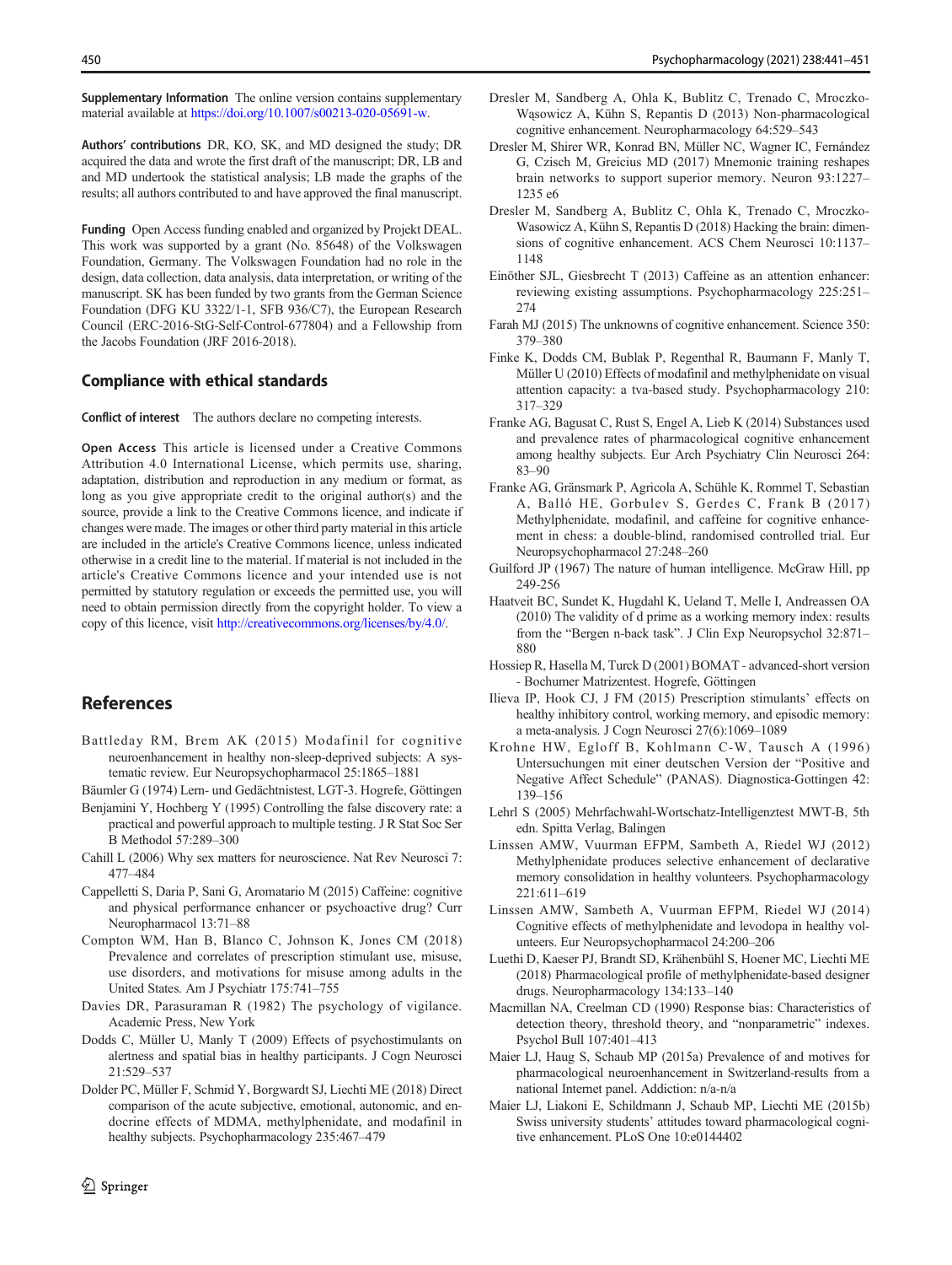**Supplementary Information** The online version contains supplementary material available at https://doi.org/10.1007/s00213-020-05691-w.

**Authors' contributions** DR, KO, SK, and MD designed the study; DR acquired the data and wrote the first draft of the manuscript; DR, LB and and MD undertook the statistical analysis; LB made the graphs of the results; all authors contributed to and have approved the final manuscript.

**Funding** Open Access funding enabled and organized by Projekt DEAL. This work was supported by a grant (No. 85648) of the Volkswagen Foundation, Germany. The Volkswagen Foundation had no role in the design, data collection, data analysis, data interpretation, or writing of the manuscript. SK has been funded by two grants from the German Science Foundation (DFG KU 3322/1-1, SFB 936/C7), the European Research Council (ERC-2016-StG-Self-Control-677804) and a Fellowship from the Jacobs Foundation (JRF 2016-2018).

## Compliance with ethical standards

**Conflict of interest** The authors declare no competing interests.

**Open Access** This article is licensed under a Creative Commons Attribution 4.0 International License, which permits use, sharing, adaptation, distribution and reproduction in any medium or format, as long as you give appropriate credit to the original author(s) and the source, provide a link to the Creative Commons licence, and indicate if changes were made. The images or other third party material in this article are included in the article's Creative Commons licence, unless indicated otherwise in a credit line to the material. If material is not included in the article's Creative Commons licence and your intended use is not permitted by statutory regulation or exceeds the permitted use, you will need to obtain permission directly from the copyright holder. To view a copy of this licence, visit http://creativecommons.org/licenses/by/4.0/.

# References

Battleday RM, Brem AK (2015) Modafinil for cognitive neuroenhancement in healthy non-sleep-deprived subjects: A systematic review. Eur Neuropsychopharmacol 25:1865–1881

Bäumler G (1974) Lern- und Gedächtnistest, LGT-3. Hogrefe, Göttingen

Benjamini Y, Hochberg Y (1995) Controlling the false discovery rate: a practical and powerful approach to multiple testing. J R Stat Soc Ser B Methodol 57:289–300

Cahill L (2006) Why sex matters for neuroscience. Nat Rev Neurosci 7: 477–484

Cappelletti S, Daria P, Sani G, Aromatario M (2015) Caffeine: cognitive and physical performance enhancer or psychoactive drug? Curr Neuropharmacol 13:71–88

Compton WM, Han B, Blanco C, Johnson K, Jones CM (2018) Prevalence and correlates of prescription stimulant use, misuse, use disorders, and motivations for misuse among adults in the United States. Am J Psychiatr 175:741–755

Davies DR, Parasuraman R (1982) The psychology of vigilance. Academic Press, New York

Dodds C, Müller U, Manly T (2009) Effects of psychostimulants on alertness and spatial bias in healthy participants. J Cogn Neurosci 21:529–537

Dolder PC, Müller F, Schmid Y, Borgwardt SJ, Liechti ME (2018) Direct comparison of the acute subjective, emotional, autonomic, and endocrine effects of MDMA, methylphenidate, and modafinil in healthy subjects. Psychopharmacology 235:467–479

Dresler M, Sandberg A, Ohla K, Bublitz C, Trenado C, Mroczko-Wąsowicz A, Kühn S, Repantis D (2013) Non-pharmacological cognitive enhancement. Neuropharmacology 64:529–543

Dresler M, Shirer WR, Konrad BN, Müller NC, Wagner IC, Fernández G, Czisch M, Greicius MD (2017) Mnemonic training reshapes brain networks to support superior memory. Neuron 93:1227–1235 e6

Dresler M, Sandberg A, Bublitz C, Ohla K, Trenado C, Mroczko-Wasowicz A, Kühn S, Repantis D (2018) Hacking the brain: dimensions of cognitive enhancement. ACS Chem Neurosci 10:1137–1148

Einöther SJL, Giesbrecht T (2013) Caffeine as an attention enhancer: reviewing existing assumptions. Psychopharmacology 225:251–274

Farah MJ (2015) The unknowns of cognitive enhancement. Science 350: 379–380

Finke K, Dodds CM, Bublak P, Regenthal R, Baumann F, Manly T, Müller U (2010) Effects of modafinil and methylphenidate on visual attention capacity: a tva-based study. Psychopharmacology 210: 317–329

Franke AG, Bagusat C, Rust S, Engel A, Lieb K (2014) Substances used and prevalence rates of pharmacological cognitive enhancement among healthy subjects. Eur Arch Psychiatry Clin Neurosci 264: 83–90

Franke AG, Gränsmark P, Agricola A, Schühle K, Rommel T, Sebastian A, Balló HE, Gorbulev S, Gerdes C, Frank B (2017) Methylphenidate, modafinil, and caffeine for cognitive enhancement in chess: a double-blind, randomised controlled trial. Eur Neuropsychopharmacol 27:248–260

Guilford JP (1967) The nature of human intelligence. McGraw Hill, pp 249-256

Haatveit BC, Sundet K, Hugdahl K, Ueland T, Melle I, Andreassen OA (2010) The validity of d prime as a working memory index: results from the "Bergen n-back task". J Clin Exp Neuropsychol 32:871–880

Hossiep R, Hasella M, Turck D (2001) BOMAT - advanced-short version - Bochumer Matrizentest. Hogrefe, Göttingen

Ilieva IP, Hook CJ, J FM (2015) Prescription stimulants' effects on healthy inhibitory control, working memory, and episodic memory: a meta-analysis. J Cogn Neurosci 27(6):1069–1089

Krohne HW, Egloff B, Kohlmann C-W, Tausch A (1996) Untersuchungen mit einer deutschen Version der "Positive and Negative Affect Schedule" (PANAS). Diagnostica-Gottingen 42: 139–156

Lehrl S (2005) Mehrfachwahl-Wortschatz-Intelligenztest MWT-B, 5th edn. Spitta Verlag, Balingen

Linssen AMW, Vuurman EFPM, Sambeth A, Riedel WJ (2012) Methylphenidate produces selective enhancement of declarative memory consolidation in healthy volunteers. Psychopharmacology 221:611–619

Linssen AMW, Sambeth A, Vuurman EFPM, Riedel WJ (2014) Cognitive effects of methylphenidate and levodopa in healthy volunteers. Eur Neuropsychopharmacol 24:200–206

Luethi D, Kaeser PJ, Brandt SD, Krähenbühl S, Hoener MC, Liechti ME (2018) Pharmacological profile of methylphenidate-based designer drugs. Neuropharmacology 134:133–140

Macmillan NA, Creelman CD (1990) Response bias: Characteristics of detection theory, threshold theory, and "nonparametric" indexes. Psychol Bull 107:401–413

Maier LJ, Haug S, Schaub MP (2015a) Prevalence of and motives for pharmacological neuroenhancement in Switzerland-results from a national Internet panel. Addiction: n/a-n/a

Maier LJ, Liakoni E, Schildmann J, Schaub MP, Liechti ME (2015b) Swiss university students' attitudes toward pharmacological cognitive enhancement. PLoS One 10:e0144402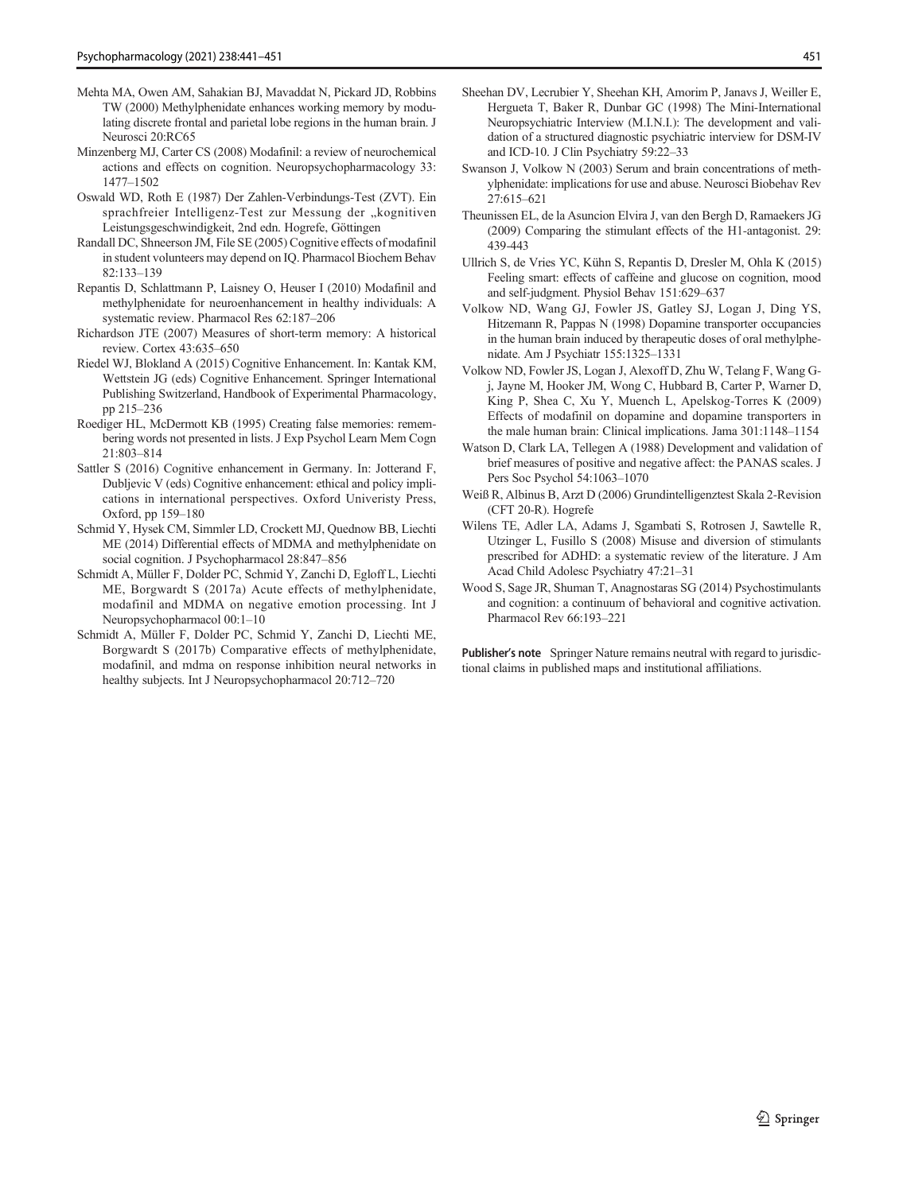Mehta MA, Owen AM, Sahakian BJ, Mavaddat N, Pickard JD, Robbins TW (2000) Methylphenidate enhances working memory by modulating discrete frontal and parietal lobe regions in the human brain. J Neurosci 20:RC65

Minzenberg MJ, Carter CS (2008) Modafinil: a review of neurochemical actions and effects on cognition. Neuropsychopharmacology 33: 1477–1502

Oswald WD, Roth E (1987) Der Zahlen-Verbindungs-Test (ZVT). Ein sprachfreier Intelligenz-Test zur Messung der „kognitiven Leistungsgeschwindigkeit, 2nd edn. Hogrefe, Göttingen

Randall DC, Shneerson JM, File SE (2005) Cognitive effects of modafinil in student volunteers may depend on IQ. Pharmacol Biochem Behav 82:133–139

Repantis D, Schlattmann P, Laisney O, Heuser I (2010) Modafinil and methylphenidate for neuroenhancement in healthy individuals: A systematic review. Pharmacol Res 62:187–206

Richardson JTE (2007) Measures of short-term memory: A historical review. Cortex 43:635–650

Riedel WJ, Blokland A (2015) Cognitive Enhancement. In: Kantak KM, Wettstein JG (eds) Cognitive Enhancement. Springer International Publishing Switzerland, Handbook of Experimental Pharmacology, pp 215–236

Roediger HL, McDermott KB (1995) Creating false memories: remembering words not presented in lists. J Exp Psychol Learn Mem Cogn 21:803–814

Sattler S (2016) Cognitive enhancement in Germany. In: Jotterand F, Dubljevic V (eds) Cognitive enhancement: ethical and policy implications in international perspectives. Oxford Univeristy Press, Oxford, pp 159–180

Schmid Y, Hysek CM, Simmler LD, Crockett MJ, Quednow BB, Liechti ME (2014) Differential effects of MDMA and methylphenidate on social cognition. J Psychopharmacol 28:847–856

Schmidt A, Müller F, Dolder PC, Schmid Y, Zanchi D, Egloff L, Liechti ME, Borgwardt S (2017a) Acute effects of methylphenidate, modafinil and MDMA on negative emotion processing. Int J Neuropsychopharmacol 00:1–10

Schmidt A, Müller F, Dolder PC, Schmid Y, Zanchi D, Liechti ME, Borgwardt S (2017b) Comparative effects of methylphenidate, modafinil, and mdma on response inhibition neural networks in healthy subjects. Int J Neuropsychopharmacol 20:712–720

Sheehan DV, Lecrubier Y, Sheehan KH, Amorim P, Janavs J, Weiller E, Hergueta T, Baker R, Dunbar GC (1998) The Mini-International Neuropsychiatric Interview (M.I.N.I.): The development and validation of a structured diagnostic psychiatric interview for DSM-IV and ICD-10. J Clin Psychiatry 59:22–33

Swanson J, Volkow N (2003) Serum and brain concentrations of methylphenidate: implications for use and abuse. Neurosci Biobehav Rev 27:615–621

Theunissen EL, de la Asuncion Elvira J, van den Bergh D, Ramaekers JG (2009) Comparing the stimulant effects of the H1-antagonist. 29: 439-443

Ullrich S, de Vries YC, Kühn S, Repantis D, Dresler M, Ohla K (2015) Feeling smart: effects of caffeine and glucose on cognition, mood and self-judgment. Physiol Behav 151:629–637

Volkow ND, Wang GJ, Fowler JS, Gatley SJ, Logan J, Ding YS, Hitzemann R, Pappas N (1998) Dopamine transporter occupancies in the human brain induced by therapeutic doses of oral methylphenidate. Am J Psychiatr 155:1325–1331

Volkow ND, Fowler JS, Logan J, Alexoff D, Zhu W, Telang F, Wang G-j, Jayne M, Hooker JM, Wong C, Hubbard B, Carter P, Warner D, King P, Shea C, Xu Y, Muench L, Apelskog-Torres K (2009) Effects of modafinil on dopamine and dopamine transporters in the male human brain: Clinical implications. Jama 301:1148–1154

Watson D, Clark LA, Tellegen A (1988) Development and validation of brief measures of positive and negative affect: the PANAS scales. J Pers Soc Psychol 54:1063–1070

Weiß R, Albinus B, Arzt D (2006) Grundintelligenztest Skala 2-Revision (CFT 20-R). Hogrefe

Wilens TE, Adler LA, Adams J, Sgambati S, Rotrosen J, Sawtelle R, Utzinger L, Fusillo S (2008) Misuse and diversion of stimulants prescribed for ADHD: a systematic review of the literature. J Am Acad Child Adolesc Psychiatry 47:21–31

Wood S, Sage JR, Shuman T, Anagnostaras SG (2014) Psychostimulants and cognition: a continuum of behavioral and cognitive activation. Pharmacol Rev 66:193–221

**Publisher's note** Springer Nature remains neutral with regard to jurisdictional claims in published maps and institutional affiliations.